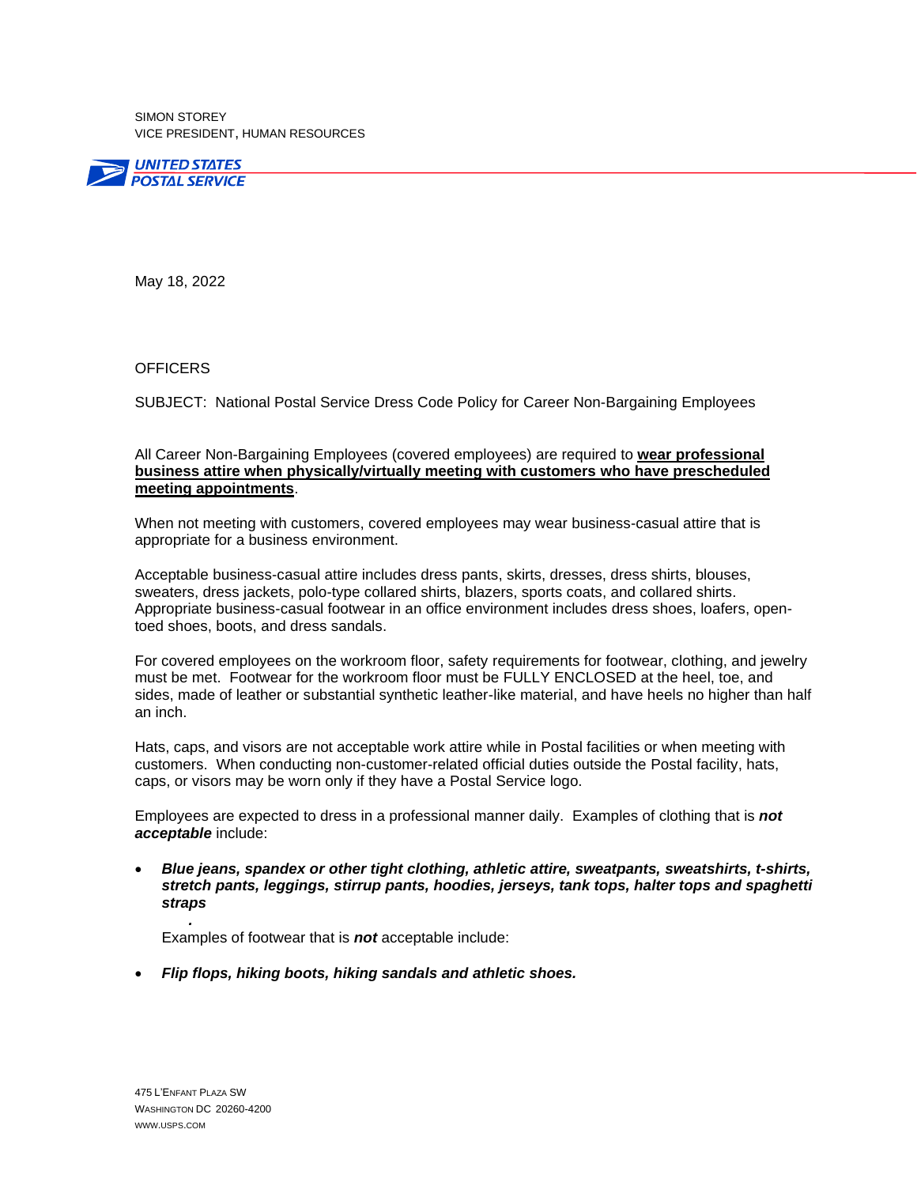SIMON STOREY
VICE PRESIDENT, HUMAN RESOURCES

UNITED STATES POSTAL SERVICE

May 18, 2022

OFFICERS

SUBJECT: National Postal Service Dress Code Policy for Career Non-Bargaining Employees

All Career Non-Bargaining Employees (covered employees) are required to **wear professional business attire when physically/virtually meeting with customers who have prescheduled meeting appointments**.

When not meeting with customers, covered employees may wear business-casual attire that is appropriate for a business environment.

Acceptable business-casual attire includes dress pants, skirts, dresses, dress shirts, blouses, sweaters, dress jackets, polo-type collared shirts, blazers, sports coats, and collared shirts. Appropriate business-casual footwear in an office environment includes dress shoes, loafers, open-toed shoes, boots, and dress sandals.

For covered employees on the workroom floor, safety requirements for footwear, clothing, and jewelry must be met. Footwear for the workroom floor must be FULLY ENCLOSED at the heel, toe, and sides, made of leather or substantial synthetic leather-like material, and have heels no higher than half an inch.

Hats, caps, and visors are not acceptable work attire while in Postal facilities or when meeting with customers. When conducting non-customer-related official duties outside the Postal facility, hats, caps, or visors may be worn only if they have a Postal Service logo.

Employees are expected to dress in a professional manner daily. Examples of clothing that is ***not acceptable*** include:

- ***Blue jeans, spandex or other tight clothing, athletic attire, sweatpants, sweatshirts, t-shirts, stretch pants, leggings, stirrup pants, hoodies, jerseys, tank tops, halter tops and spaghetti straps***

  Examples of footwear that is ***not*** acceptable include:

- ***Flip flops, hiking boots, hiking sandals and athletic shoes.***

475 L'ENFANT PLAZA SW
WASHINGTON DC 20260-4200
WWW.USPS.COM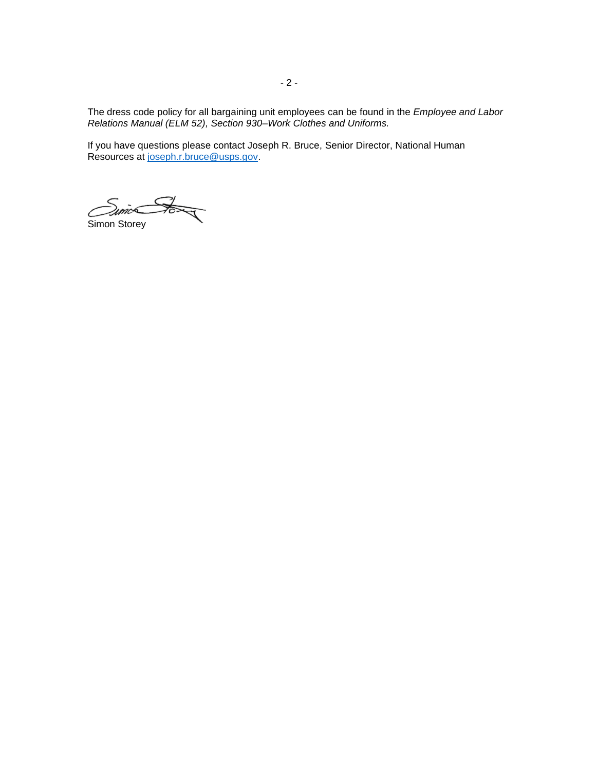The dress code policy for all bargaining unit employees can be found in the *Employee and Labor Relations Manual (ELM 52), Section 930–Work Clothes and Uniforms.*

If you have questions please contact Joseph R. Bruce, Senior Director, National Human Resources at [joseph.r.bruce@usps.gov](mailto:joseph.r.bruce@usps.gov).

Simon Storey